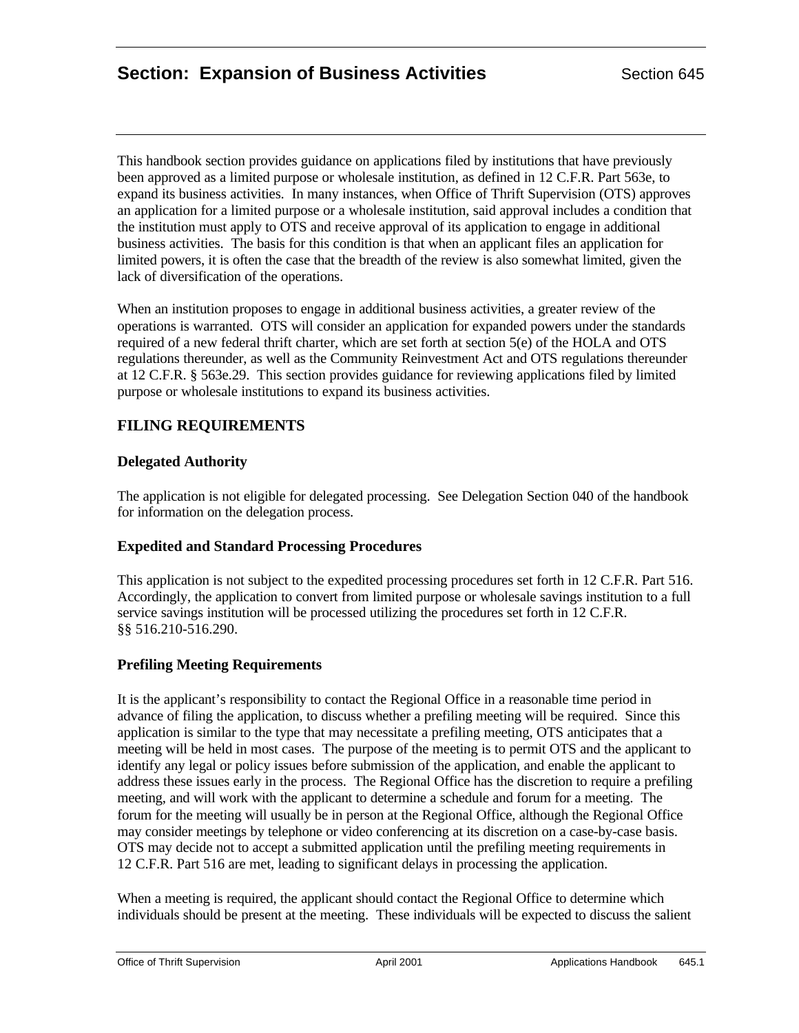# Section: Expansion of Business Activities

Section 645

This handbook section provides guidance on applications filed by institutions that have previously been approved as a limited purpose or wholesale institution, as defined in 12 C.F.R. Part 563e, to expand its business activities. In many instances, when Office of Thrift Supervision (OTS) approves an application for a limited purpose or a wholesale institution, said approval includes a condition that the institution must apply to OTS and receive approval of its application to engage in additional business activities. The basis for this condition is that when an applicant files an application for limited powers, it is often the case that the breadth of the review is also somewhat limited, given the lack of diversification of the operations.

When an institution proposes to engage in additional business activities, a greater review of the operations is warranted. OTS will consider an application for expanded powers under the standards required of a new federal thrift charter, which are set forth at section 5(e) of the HOLA and OTS regulations thereunder, as well as the Community Reinvestment Act and OTS regulations thereunder at 12 C.F.R. § 563e.29. This section provides guidance for reviewing applications filed by limited purpose or wholesale institutions to expand its business activities.

## FILING REQUIREMENTS

### Delegated Authority

The application is not eligible for delegated processing. See Delegation Section 040 of the handbook for information on the delegation process.

### Expedited and Standard Processing Procedures

This application is not subject to the expedited processing procedures set forth in 12 C.F.R. Part 516. Accordingly, the application to convert from limited purpose or wholesale savings institution to a full service savings institution will be processed utilizing the procedures set forth in 12 C.F.R. §§ 516.210-516.290.

### Prefiling Meeting Requirements

It is the applicant's responsibility to contact the Regional Office in a reasonable time period in advance of filing the application, to discuss whether a prefiling meeting will be required. Since this application is similar to the type that may necessitate a prefiling meeting, OTS anticipates that a meeting will be held in most cases. The purpose of the meeting is to permit OTS and the applicant to identify any legal or policy issues before submission of the application, and enable the applicant to address these issues early in the process. The Regional Office has the discretion to require a prefiling meeting, and will work with the applicant to determine a schedule and forum for a meeting. The forum for the meeting will usually be in person at the Regional Office, although the Regional Office may consider meetings by telephone or video conferencing at its discretion on a case-by-case basis. OTS may decide not to accept a submitted application until the prefiling meeting requirements in 12 C.F.R. Part 516 are met, leading to significant delays in processing the application.

When a meeting is required, the applicant should contact the Regional Office to determine which individuals should be present at the meeting. These individuals will be expected to discuss the salient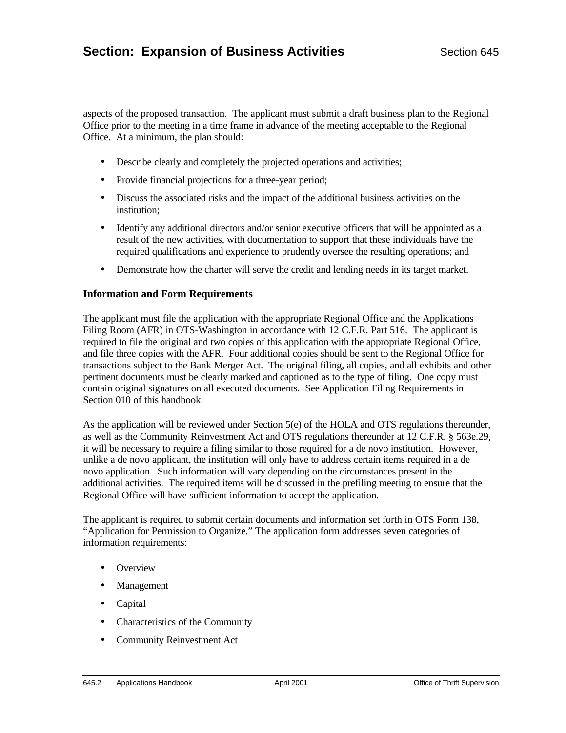aspects of the proposed transaction. The applicant must submit a draft business plan to the Regional Office prior to the meeting in a time frame in advance of the meeting acceptable to the Regional Office. At a minimum, the plan should:

- Describe clearly and completely the projected operations and activities;
- Provide financial projections for a three-year period;
- Discuss the associated risks and the impact of the additional business activities on the institution;
- Identify any additional directors and/or senior executive officers that will be appointed as a result of the new activities, with documentation to support that these individuals have the required qualifications and experience to prudently oversee the resulting operations; and
- Demonstrate how the charter will serve the credit and lending needs in its target market.

### Information and Form Requirements

The applicant must file the application with the appropriate Regional Office and the Applications Filing Room (AFR) in OTS-Washington in accordance with 12 C.F.R. Part 516. The applicant is required to file the original and two copies of this application with the appropriate Regional Office, and file three copies with the AFR. Four additional copies should be sent to the Regional Office for transactions subject to the Bank Merger Act. The original filing, all copies, and all exhibits and other pertinent documents must be clearly marked and captioned as to the type of filing. One copy must contain original signatures on all executed documents. See Application Filing Requirements in Section 010 of this handbook.

As the application will be reviewed under Section 5(e) of the HOLA and OTS regulations thereunder, as well as the Community Reinvestment Act and OTS regulations thereunder at 12 C.F.R. § 563e.29, it will be necessary to require a filing similar to those required for a de novo institution. However, unlike a de novo applicant, the institution will only have to address certain items required in a de novo application. Such information will vary depending on the circumstances present in the additional activities. The required items will be discussed in the prefiling meeting to ensure that the Regional Office will have sufficient information to accept the application.

The applicant is required to submit certain documents and information set forth in OTS Form 138, "Application for Permission to Organize." The application form addresses seven categories of information requirements:

- Overview
- Management
- Capital
- Characteristics of the Community
- Community Reinvestment Act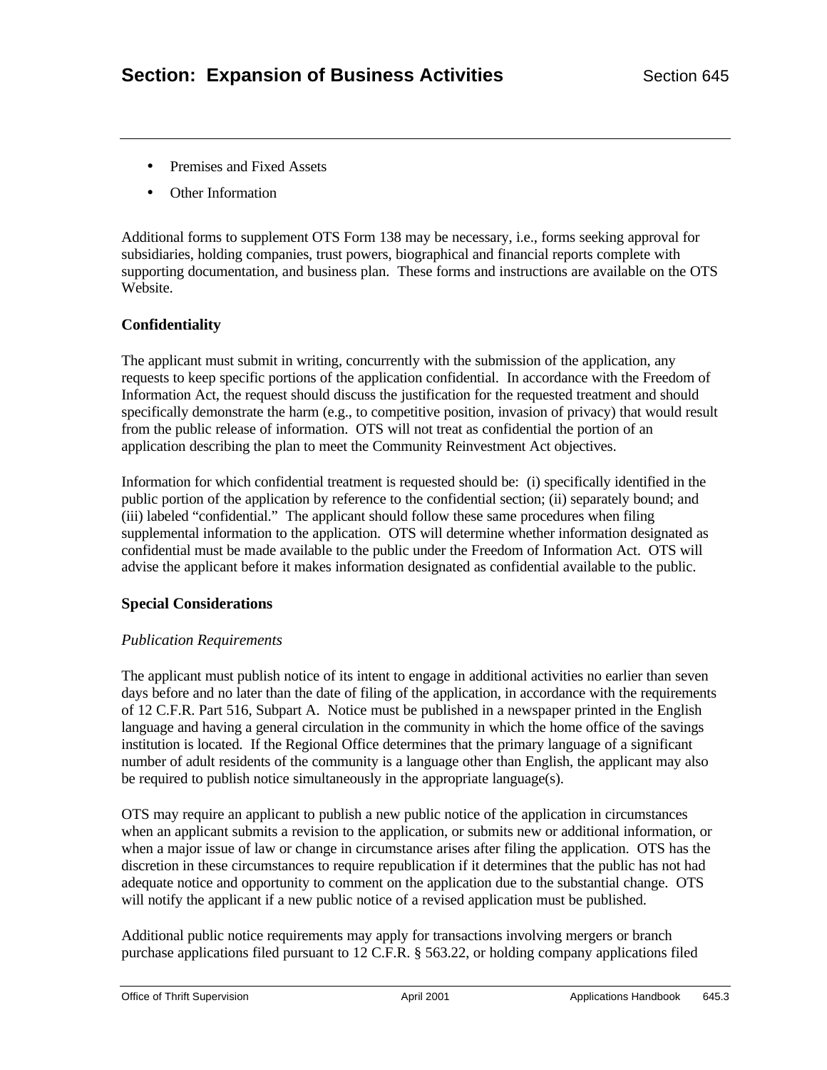- Premises and Fixed Assets
- Other Information

Additional forms to supplement OTS Form 138 may be necessary, i.e., forms seeking approval for subsidiaries, holding companies, trust powers, biographical and financial reports complete with supporting documentation, and business plan. These forms and instructions are available on the OTS Website.

**Confidentiality**

The applicant must submit in writing, concurrently with the submission of the application, any requests to keep specific portions of the application confidential. In accordance with the Freedom of Information Act, the request should discuss the justification for the requested treatment and should specifically demonstrate the harm (e.g., to competitive position, invasion of privacy) that would result from the public release of information. OTS will not treat as confidential the portion of an application describing the plan to meet the Community Reinvestment Act objectives.

Information for which confidential treatment is requested should be: (i) specifically identified in the public portion of the application by reference to the confidential section; (ii) separately bound; and (iii) labeled "confidential." The applicant should follow these same procedures when filing supplemental information to the application. OTS will determine whether information designated as confidential must be made available to the public under the Freedom of Information Act. OTS will advise the applicant before it makes information designated as confidential available to the public.

**Special Considerations**

*Publication Requirements*

The applicant must publish notice of its intent to engage in additional activities no earlier than seven days before and no later than the date of filing of the application, in accordance with the requirements of 12 C.F.R. Part 516, Subpart A. Notice must be published in a newspaper printed in the English language and having a general circulation in the community in which the home office of the savings institution is located. If the Regional Office determines that the primary language of a significant number of adult residents of the community is a language other than English, the applicant may also be required to publish notice simultaneously in the appropriate language(s).

OTS may require an applicant to publish a new public notice of the application in circumstances when an applicant submits a revision to the application, or submits new or additional information, or when a major issue of law or change in circumstance arises after filing the application. OTS has the discretion in these circumstances to require republication if it determines that the public has not had adequate notice and opportunity to comment on the application due to the substantial change. OTS will notify the applicant if a new public notice of a revised application must be published.

Additional public notice requirements may apply for transactions involving mergers or branch purchase applications filed pursuant to 12 C.F.R. § 563.22, or holding company applications filed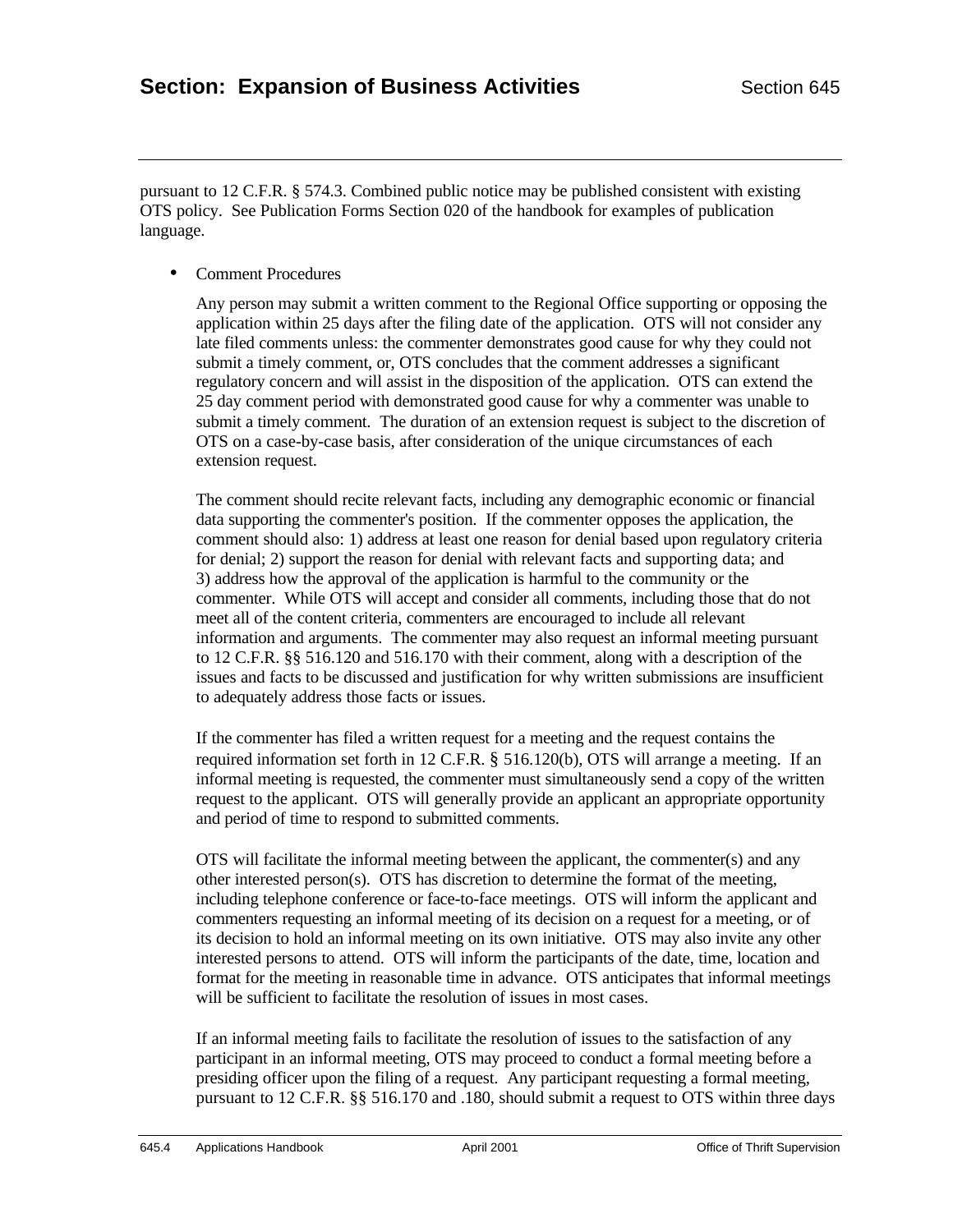pursuant to 12 C.F.R. § 574.3. Combined public notice may be published consistent with existing OTS policy. See Publication Forms Section 020 of the handbook for examples of publication language.

- Comment Procedures

  Any person may submit a written comment to the Regional Office supporting or opposing the application within 25 days after the filing date of the application. OTS will not consider any late filed comments unless: the commenter demonstrates good cause for why they could not submit a timely comment, or, OTS concludes that the comment addresses a significant regulatory concern and will assist in the disposition of the application. OTS can extend the 25 day comment period with demonstrated good cause for why a commenter was unable to submit a timely comment. The duration of an extension request is subject to the discretion of OTS on a case-by-case basis, after consideration of the unique circumstances of each extension request.

  The comment should recite relevant facts, including any demographic economic or financial data supporting the commenter's position. If the commenter opposes the application, the comment should also: 1) address at least one reason for denial based upon regulatory criteria for denial; 2) support the reason for denial with relevant facts and supporting data; and 3) address how the approval of the application is harmful to the community or the commenter. While OTS will accept and consider all comments, including those that do not meet all of the content criteria, commenters are encouraged to include all relevant information and arguments. The commenter may also request an informal meeting pursuant to 12 C.F.R. §§ 516.120 and 516.170 with their comment, along with a description of the issues and facts to be discussed and justification for why written submissions are insufficient to adequately address those facts or issues.

  If the commenter has filed a written request for a meeting and the request contains the required information set forth in 12 C.F.R. § 516.120(b), OTS will arrange a meeting. If an informal meeting is requested, the commenter must simultaneously send a copy of the written request to the applicant. OTS will generally provide an applicant an appropriate opportunity and period of time to respond to submitted comments.

  OTS will facilitate the informal meeting between the applicant, the commenter(s) and any other interested person(s). OTS has discretion to determine the format of the meeting, including telephone conference or face-to-face meetings. OTS will inform the applicant and commenters requesting an informal meeting of its decision on a request for a meeting, or of its decision to hold an informal meeting on its own initiative. OTS may also invite any other interested persons to attend. OTS will inform the participants of the date, time, location and format for the meeting in reasonable time in advance. OTS anticipates that informal meetings will be sufficient to facilitate the resolution of issues in most cases.

  If an informal meeting fails to facilitate the resolution of issues to the satisfaction of any participant in an informal meeting, OTS may proceed to conduct a formal meeting before a presiding officer upon the filing of a request. Any participant requesting a formal meeting, pursuant to 12 C.F.R. §§ 516.170 and .180, should submit a request to OTS within three days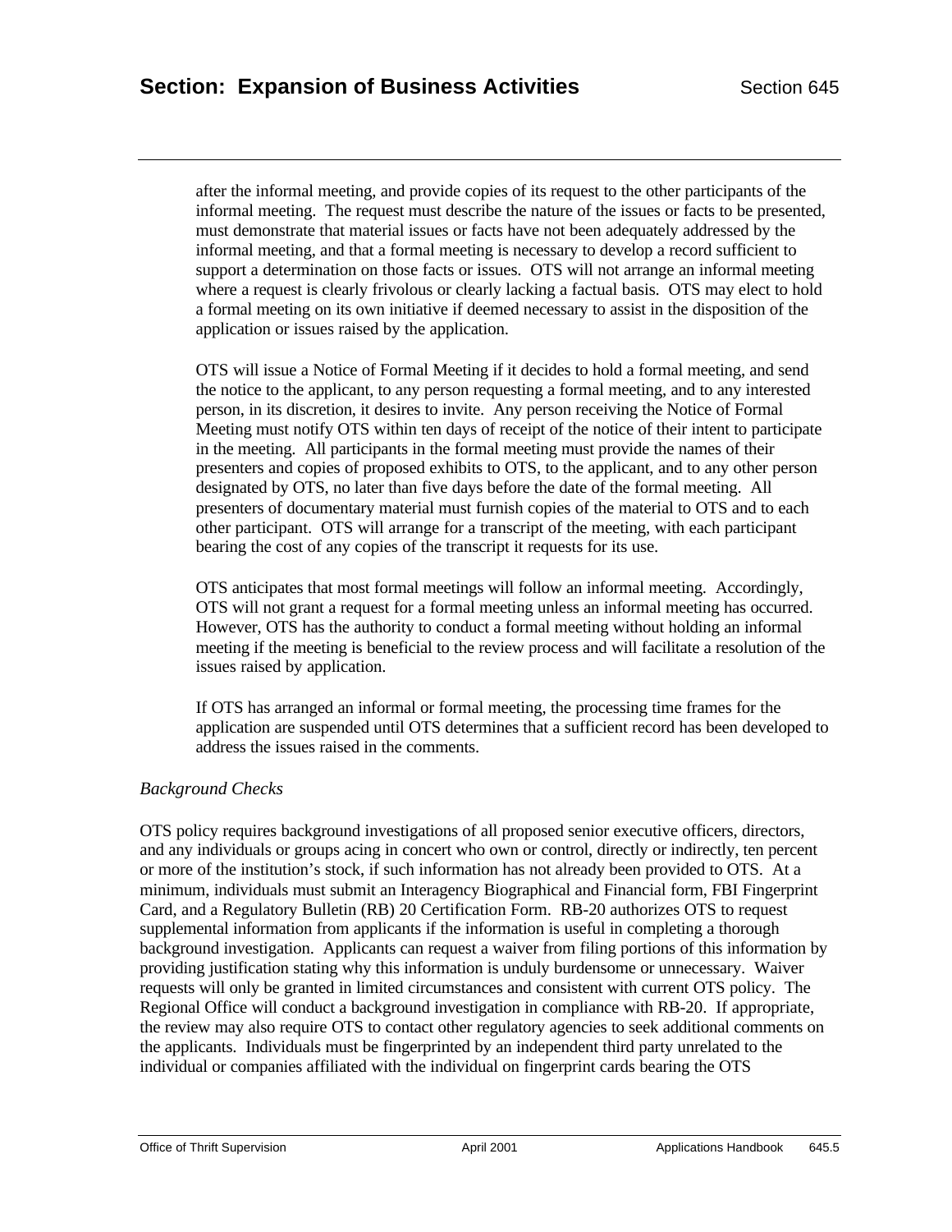after the informal meeting, and provide copies of its request to the other participants of the informal meeting. The request must describe the nature of the issues or facts to be presented, must demonstrate that material issues or facts have not been adequately addressed by the informal meeting, and that a formal meeting is necessary to develop a record sufficient to support a determination on those facts or issues. OTS will not arrange an informal meeting where a request is clearly frivolous or clearly lacking a factual basis. OTS may elect to hold a formal meeting on its own initiative if deemed necessary to assist in the disposition of the application or issues raised by the application.

OTS will issue a Notice of Formal Meeting if it decides to hold a formal meeting, and send the notice to the applicant, to any person requesting a formal meeting, and to any interested person, in its discretion, it desires to invite. Any person receiving the Notice of Formal Meeting must notify OTS within ten days of receipt of the notice of their intent to participate in the meeting. All participants in the formal meeting must provide the names of their presenters and copies of proposed exhibits to OTS, to the applicant, and to any other person designated by OTS, no later than five days before the date of the formal meeting. All presenters of documentary material must furnish copies of the material to OTS and to each other participant. OTS will arrange for a transcript of the meeting, with each participant bearing the cost of any copies of the transcript it requests for its use.

OTS anticipates that most formal meetings will follow an informal meeting. Accordingly, OTS will not grant a request for a formal meeting unless an informal meeting has occurred. However, OTS has the authority to conduct a formal meeting without holding an informal meeting if the meeting is beneficial to the review process and will facilitate a resolution of the issues raised by application.

If OTS has arranged an informal or formal meeting, the processing time frames for the application are suspended until OTS determines that a sufficient record has been developed to address the issues raised in the comments.

*Background Checks*

OTS policy requires background investigations of all proposed senior executive officers, directors, and any individuals or groups acing in concert who own or control, directly or indirectly, ten percent or more of the institution's stock, if such information has not already been provided to OTS. At a minimum, individuals must submit an Interagency Biographical and Financial form, FBI Fingerprint Card, and a Regulatory Bulletin (RB) 20 Certification Form. RB-20 authorizes OTS to request supplemental information from applicants if the information is useful in completing a thorough background investigation. Applicants can request a waiver from filing portions of this information by providing justification stating why this information is unduly burdensome or unnecessary. Waiver requests will only be granted in limited circumstances and consistent with current OTS policy. The Regional Office will conduct a background investigation in compliance with RB-20. If appropriate, the review may also require OTS to contact other regulatory agencies to seek additional comments on the applicants. Individuals must be fingerprinted by an independent third party unrelated to the individual or companies affiliated with the individual on fingerprint cards bearing the OTS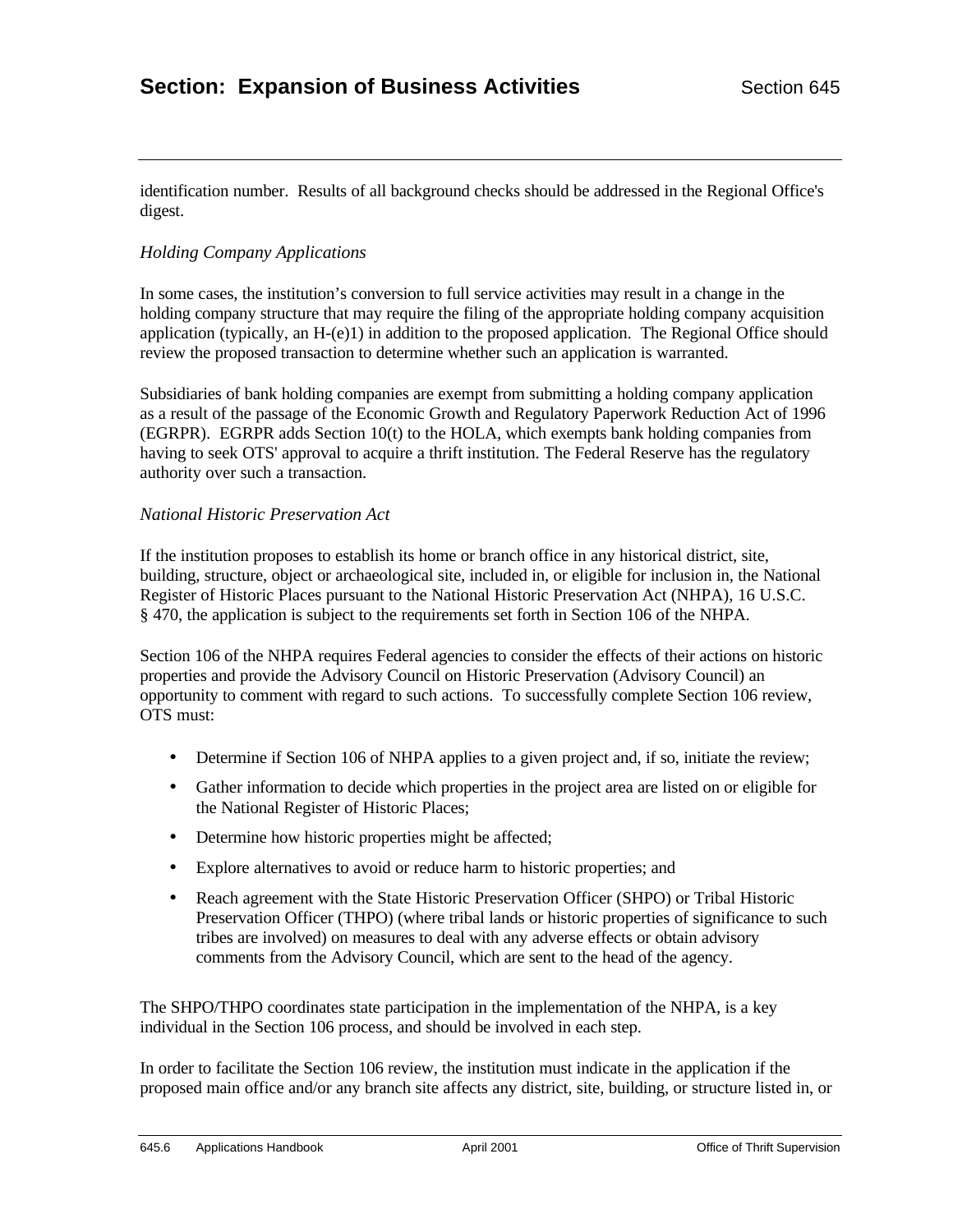identification number.  Results of all background checks should be addressed in the Regional Office's digest.

*Holding Company Applications*

In some cases, the institution's conversion to full service activities may result in a change in the holding company structure that may require the filing of the appropriate holding company acquisition application (typically, an H-(e)1) in addition to the proposed application.  The Regional Office should review the proposed transaction to determine whether such an application is warranted.

Subsidiaries of bank holding companies are exempt from submitting a holding company application as a result of the passage of the Economic Growth and Regulatory Paperwork Reduction Act of 1996 (EGRPR).  EGRPR adds Section 10(t) to the HOLA, which exempts bank holding companies from having to seek OTS' approval to acquire a thrift institution. The Federal Reserve has the regulatory authority over such a transaction.

*National Historic Preservation Act*

If the institution proposes to establish its home or branch office in any historical district, site, building, structure, object or archaeological site, included in, or eligible for inclusion in, the National Register of Historic Places pursuant to the National Historic Preservation Act (NHPA), 16 U.S.C. § 470, the application is subject to the requirements set forth in Section 106 of the NHPA.

Section 106 of the NHPA requires Federal agencies to consider the effects of their actions on historic properties and provide the Advisory Council on Historic Preservation (Advisory Council) an opportunity to comment with regard to such actions.  To successfully complete Section 106 review, OTS must:

- Determine if Section 106 of NHPA applies to a given project and, if so, initiate the review;
- Gather information to decide which properties in the project area are listed on or eligible for the National Register of Historic Places;
- Determine how historic properties might be affected;
- Explore alternatives to avoid or reduce harm to historic properties; and
- Reach agreement with the State Historic Preservation Officer (SHPO) or Tribal Historic Preservation Officer (THPO) (where tribal lands or historic properties of significance to such tribes are involved) on measures to deal with any adverse effects or obtain advisory comments from the Advisory Council, which are sent to the head of the agency.

The SHPO/THPO coordinates state participation in the implementation of the NHPA, is a key individual in the Section 106 process, and should be involved in each step.

In order to facilitate the Section 106 review, the institution must indicate in the application if the proposed main office and/or any branch site affects any district, site, building, or structure listed in, or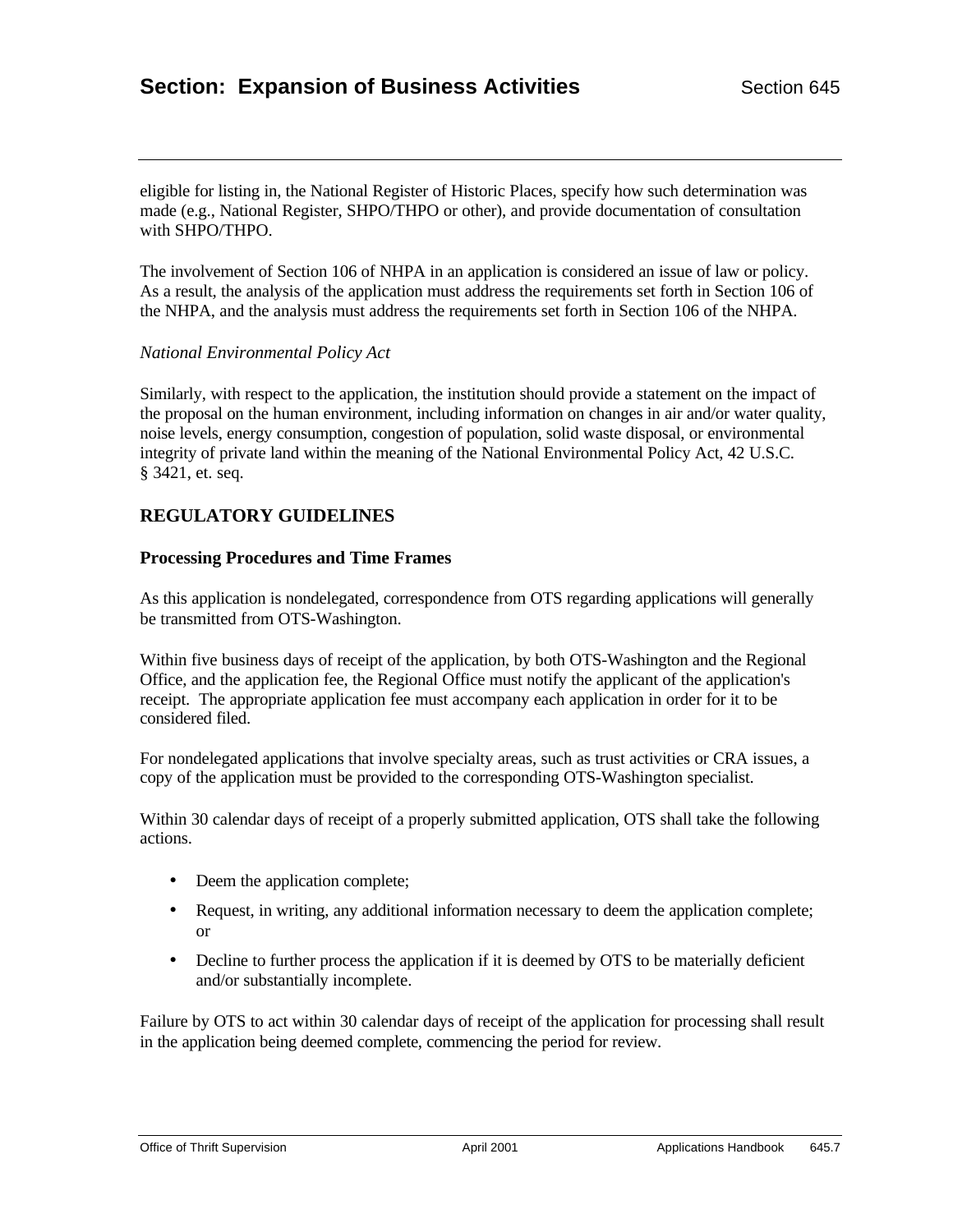eligible for listing in, the National Register of Historic Places, specify how such determination was made (e.g., National Register, SHPO/THPO or other), and provide documentation of consultation with SHPO/THPO.

The involvement of Section 106 of NHPA in an application is considered an issue of law or policy. As a result, the analysis of the application must address the requirements set forth in Section 106 of the NHPA, and the analysis must address the requirements set forth in Section 106 of the NHPA.

*National Environmental Policy Act*

Similarly, with respect to the application, the institution should provide a statement on the impact of the proposal on the human environment, including information on changes in air and/or water quality, noise levels, energy consumption, congestion of population, solid waste disposal, or environmental integrity of private land within the meaning of the National Environmental Policy Act, 42 U.S.C. § 3421, et. seq.

## REGULATORY GUIDELINES

### Processing Procedures and Time Frames

As this application is nondelegated, correspondence from OTS regarding applications will generally be transmitted from OTS-Washington.

Within five business days of receipt of the application, by both OTS-Washington and the Regional Office, and the application fee, the Regional Office must notify the applicant of the application's receipt. The appropriate application fee must accompany each application in order for it to be considered filed.

For nondelegated applications that involve specialty areas, such as trust activities or CRA issues, a copy of the application must be provided to the corresponding OTS-Washington specialist.

Within 30 calendar days of receipt of a properly submitted application, OTS shall take the following actions.

- Deem the application complete;
- Request, in writing, any additional information necessary to deem the application complete; or
- Decline to further process the application if it is deemed by OTS to be materially deficient and/or substantially incomplete.

Failure by OTS to act within 30 calendar days of receipt of the application for processing shall result in the application being deemed complete, commencing the period for review.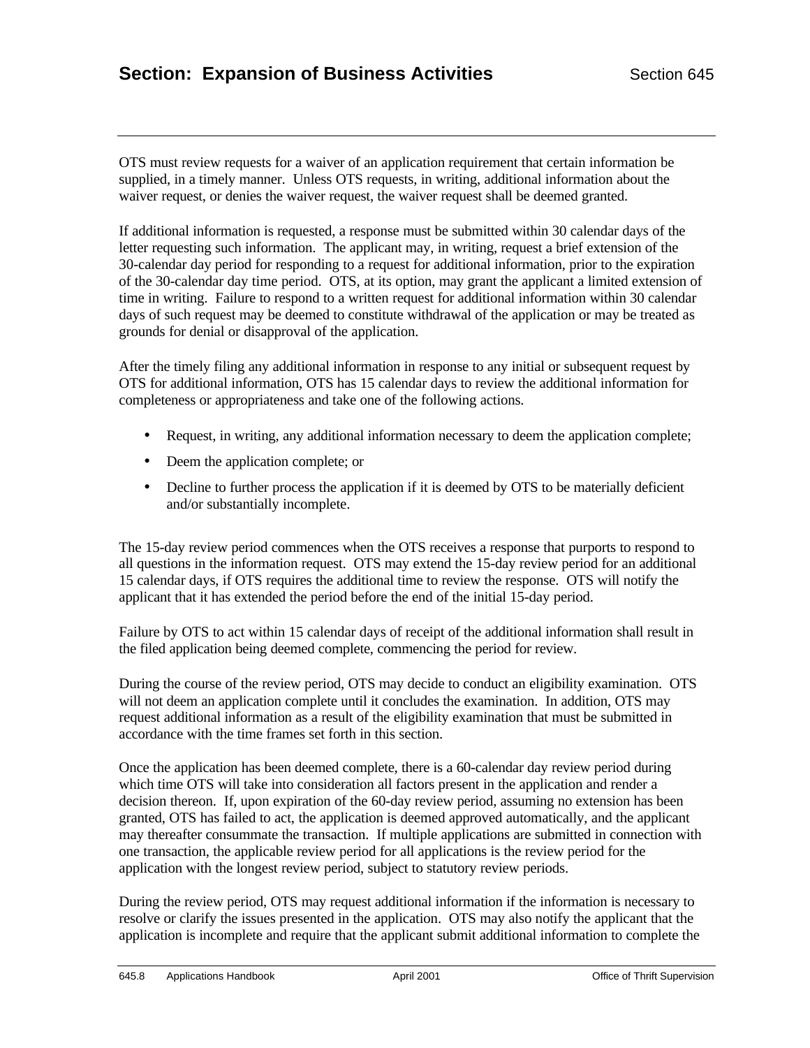OTS must review requests for a waiver of an application requirement that certain information be supplied, in a timely manner. Unless OTS requests, in writing, additional information about the waiver request, or denies the waiver request, the waiver request shall be deemed granted.

If additional information is requested, a response must be submitted within 30 calendar days of the letter requesting such information. The applicant may, in writing, request a brief extension of the 30-calendar day period for responding to a request for additional information, prior to the expiration of the 30-calendar day time period. OTS, at its option, may grant the applicant a limited extension of time in writing. Failure to respond to a written request for additional information within 30 calendar days of such request may be deemed to constitute withdrawal of the application or may be treated as grounds for denial or disapproval of the application.

After the timely filing any additional information in response to any initial or subsequent request by OTS for additional information, OTS has 15 calendar days to review the additional information for completeness or appropriateness and take one of the following actions.

- Request, in writing, any additional information necessary to deem the application complete;
- Deem the application complete; or
- Decline to further process the application if it is deemed by OTS to be materially deficient and/or substantially incomplete.

The 15-day review period commences when the OTS receives a response that purports to respond to all questions in the information request. OTS may extend the 15-day review period for an additional 15 calendar days, if OTS requires the additional time to review the response. OTS will notify the applicant that it has extended the period before the end of the initial 15-day period.

Failure by OTS to act within 15 calendar days of receipt of the additional information shall result in the filed application being deemed complete, commencing the period for review.

During the course of the review period, OTS may decide to conduct an eligibility examination. OTS will not deem an application complete until it concludes the examination. In addition, OTS may request additional information as a result of the eligibility examination that must be submitted in accordance with the time frames set forth in this section.

Once the application has been deemed complete, there is a 60-calendar day review period during which time OTS will take into consideration all factors present in the application and render a decision thereon. If, upon expiration of the 60-day review period, assuming no extension has been granted, OTS has failed to act, the application is deemed approved automatically, and the applicant may thereafter consummate the transaction. If multiple applications are submitted in connection with one transaction, the applicable review period for all applications is the review period for the application with the longest review period, subject to statutory review periods.

During the review period, OTS may request additional information if the information is necessary to resolve or clarify the issues presented in the application. OTS may also notify the applicant that the application is incomplete and require that the applicant submit additional information to complete the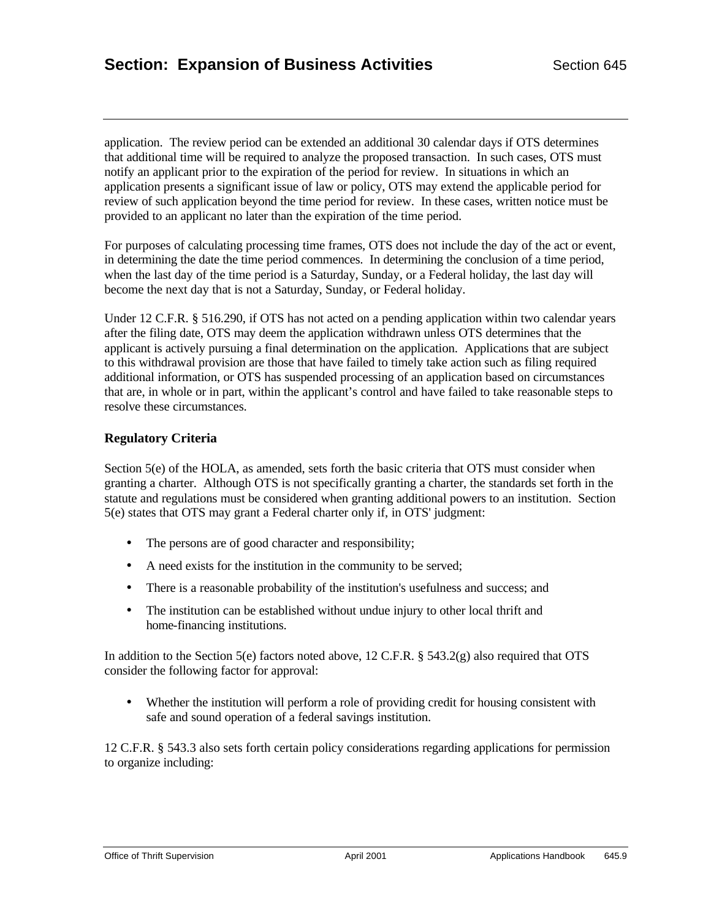application. The review period can be extended an additional 30 calendar days if OTS determines that additional time will be required to analyze the proposed transaction. In such cases, OTS must notify an applicant prior to the expiration of the period for review. In situations in which an application presents a significant issue of law or policy, OTS may extend the applicable period for review of such application beyond the time period for review. In these cases, written notice must be provided to an applicant no later than the expiration of the time period.

For purposes of calculating processing time frames, OTS does not include the day of the act or event, in determining the date the time period commences. In determining the conclusion of a time period, when the last day of the time period is a Saturday, Sunday, or a Federal holiday, the last day will become the next day that is not a Saturday, Sunday, or Federal holiday.

Under 12 C.F.R. § 516.290, if OTS has not acted on a pending application within two calendar years after the filing date, OTS may deem the application withdrawn unless OTS determines that the applicant is actively pursuing a final determination on the application. Applications that are subject to this withdrawal provision are those that have failed to timely take action such as filing required additional information, or OTS has suspended processing of an application based on circumstances that are, in whole or in part, within the applicant's control and have failed to take reasonable steps to resolve these circumstances.

**Regulatory Criteria**

Section 5(e) of the HOLA, as amended, sets forth the basic criteria that OTS must consider when granting a charter. Although OTS is not specifically granting a charter, the standards set forth in the statute and regulations must be considered when granting additional powers to an institution. Section 5(e) states that OTS may grant a Federal charter only if, in OTS' judgment:

- The persons are of good character and responsibility;
- A need exists for the institution in the community to be served;
- There is a reasonable probability of the institution's usefulness and success; and
- The institution can be established without undue injury to other local thrift and home-financing institutions.

In addition to the Section 5(e) factors noted above, 12 C.F.R. § 543.2(g) also required that OTS consider the following factor for approval:

- Whether the institution will perform a role of providing credit for housing consistent with safe and sound operation of a federal savings institution.

12 C.F.R. § 543.3 also sets forth certain policy considerations regarding applications for permission to organize including: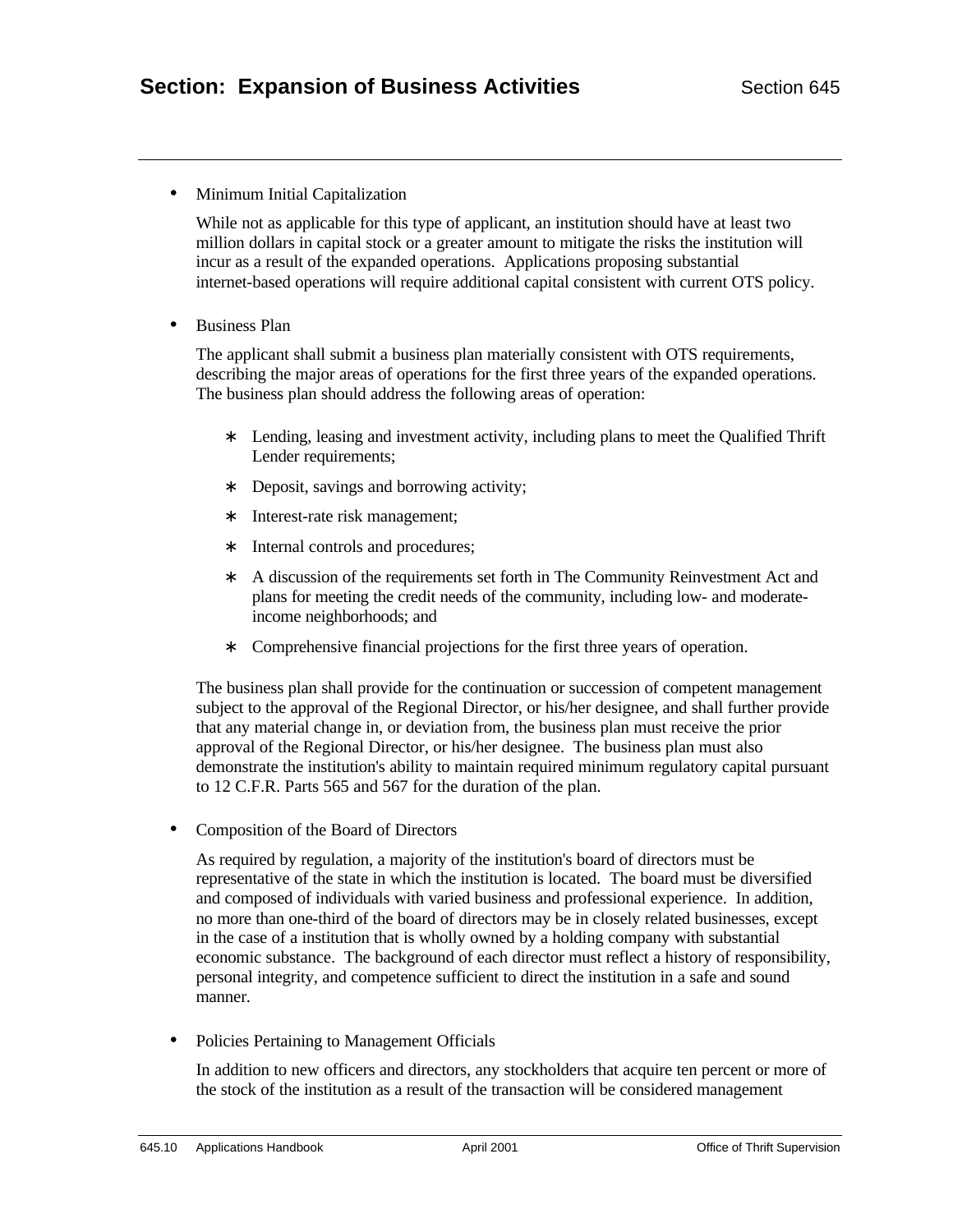- Minimum Initial Capitalization

  While not as applicable for this type of applicant, an institution should have at least two million dollars in capital stock or a greater amount to mitigate the risks the institution will incur as a result of the expanded operations. Applications proposing substantial internet-based operations will require additional capital consistent with current OTS policy.

- Business Plan

  The applicant shall submit a business plan materially consistent with OTS requirements, describing the major areas of operations for the first three years of the expanded operations. The business plan should address the following areas of operation:

  - Lending, leasing and investment activity, including plans to meet the Qualified Thrift Lender requirements;
  - Deposit, savings and borrowing activity;
  - Interest-rate risk management;
  - Internal controls and procedures;
  - A discussion of the requirements set forth in The Community Reinvestment Act and plans for meeting the credit needs of the community, including low- and moderate-income neighborhoods; and
  - Comprehensive financial projections for the first three years of operation.

  The business plan shall provide for the continuation or succession of competent management subject to the approval of the Regional Director, or his/her designee, and shall further provide that any material change in, or deviation from, the business plan must receive the prior approval of the Regional Director, or his/her designee. The business plan must also demonstrate the institution's ability to maintain required minimum regulatory capital pursuant to 12 C.F.R. Parts 565 and 567 for the duration of the plan.

- Composition of the Board of Directors

  As required by regulation, a majority of the institution's board of directors must be representative of the state in which the institution is located. The board must be diversified and composed of individuals with varied business and professional experience. In addition, no more than one-third of the board of directors may be in closely related businesses, except in the case of a institution that is wholly owned by a holding company with substantial economic substance. The background of each director must reflect a history of responsibility, personal integrity, and competence sufficient to direct the institution in a safe and sound manner.

- Policies Pertaining to Management Officials

  In addition to new officers and directors, any stockholders that acquire ten percent or more of the stock of the institution as a result of the transaction will be considered management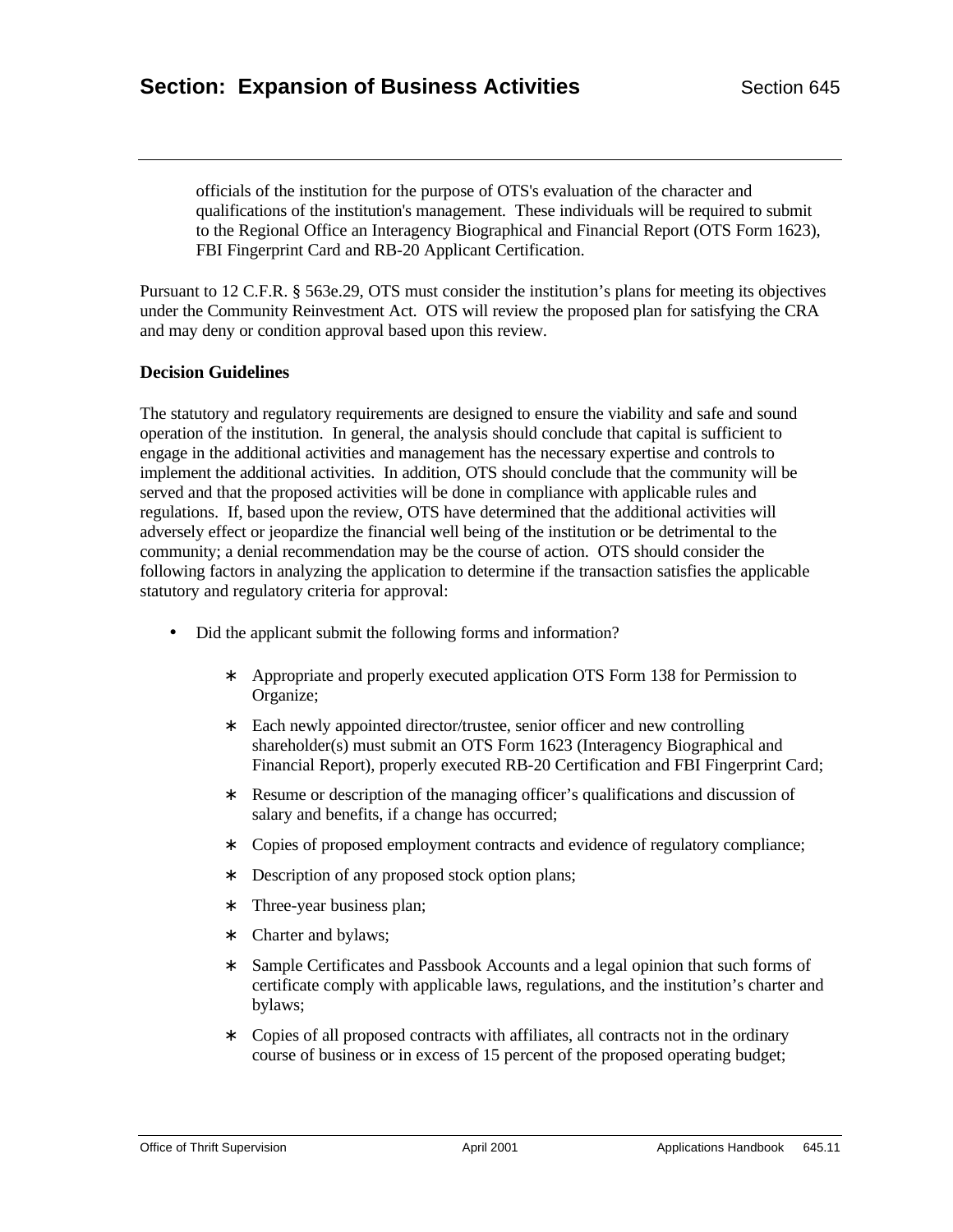officials of the institution for the purpose of OTS's evaluation of the character and qualifications of the institution's management. These individuals will be required to submit to the Regional Office an Interagency Biographical and Financial Report (OTS Form 1623), FBI Fingerprint Card and RB-20 Applicant Certification.

Pursuant to 12 C.F.R. § 563e.29, OTS must consider the institution's plans for meeting its objectives under the Community Reinvestment Act. OTS will review the proposed plan for satisfying the CRA and may deny or condition approval based upon this review.

**Decision Guidelines**

The statutory and regulatory requirements are designed to ensure the viability and safe and sound operation of the institution. In general, the analysis should conclude that capital is sufficient to engage in the additional activities and management has the necessary expertise and controls to implement the additional activities. In addition, OTS should conclude that the community will be served and that the proposed activities will be done in compliance with applicable rules and regulations. If, based upon the review, OTS have determined that the additional activities will adversely effect or jeopardize the financial well being of the institution or be detrimental to the community; a denial recommendation may be the course of action. OTS should consider the following factors in analyzing the application to determine if the transaction satisfies the applicable statutory and regulatory criteria for approval:

- Did the applicant submit the following forms and information?
  - Appropriate and properly executed application OTS Form 138 for Permission to Organize;
  - Each newly appointed director/trustee, senior officer and new controlling shareholder(s) must submit an OTS Form 1623 (Interagency Biographical and Financial Report), properly executed RB-20 Certification and FBI Fingerprint Card;
  - Resume or description of the managing officer's qualifications and discussion of salary and benefits, if a change has occurred;
  - Copies of proposed employment contracts and evidence of regulatory compliance;
  - Description of any proposed stock option plans;
  - Three-year business plan;
  - Charter and bylaws;
  - Sample Certificates and Passbook Accounts and a legal opinion that such forms of certificate comply with applicable laws, regulations, and the institution's charter and bylaws;
  - Copies of all proposed contracts with affiliates, all contracts not in the ordinary course of business or in excess of 15 percent of the proposed operating budget;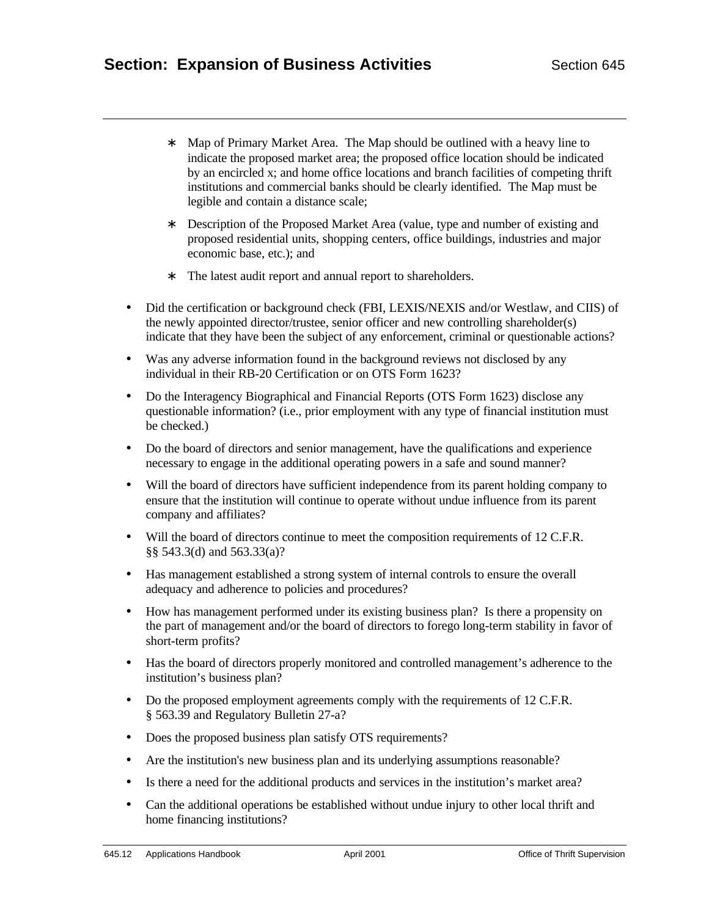- ∗ Map of Primary Market Area. The Map should be outlined with a heavy line to indicate the proposed market area; the proposed office location should be indicated by an encircled x; and home office locations and branch facilities of competing thrift institutions and commercial banks should be clearly identified. The Map must be legible and contain a distance scale;
  - ∗ Description of the Proposed Market Area (value, type and number of existing and proposed residential units, shopping centers, office buildings, industries and major economic base, etc.); and
  - ∗ The latest audit report and annual report to shareholders.

- Did the certification or background check (FBI, LEXIS/NEXIS and/or Westlaw, and CIIS) of the newly appointed director/trustee, senior officer and new controlling shareholder(s) indicate that they have been the subject of any enforcement, criminal or questionable actions?
- Was any adverse information found in the background reviews not disclosed by any individual in their RB-20 Certification or on OTS Form 1623?
- Do the Interagency Biographical and Financial Reports (OTS Form 1623) disclose any questionable information? (i.e., prior employment with any type of financial institution must be checked.)
- Do the board of directors and senior management, have the qualifications and experience necessary to engage in the additional operating powers in a safe and sound manner?
- Will the board of directors have sufficient independence from its parent holding company to ensure that the institution will continue to operate without undue influence from its parent company and affiliates?
- Will the board of directors continue to meet the composition requirements of 12 C.F.R. §§ 543.3(d) and 563.33(a)?
- Has management established a strong system of internal controls to ensure the overall adequacy and adherence to policies and procedures?
- How has management performed under its existing business plan? Is there a propensity on the part of management and/or the board of directors to forego long-term stability in favor of short-term profits?
- Has the board of directors properly monitored and controlled management's adherence to the institution's business plan?
- Do the proposed employment agreements comply with the requirements of 12 C.F.R. § 563.39 and Regulatory Bulletin 27-a?
- Does the proposed business plan satisfy OTS requirements?
- Are the institution's new business plan and its underlying assumptions reasonable?
- Is there a need for the additional products and services in the institution's market area?
- Can the additional operations be established without undue injury to other local thrift and home financing institutions?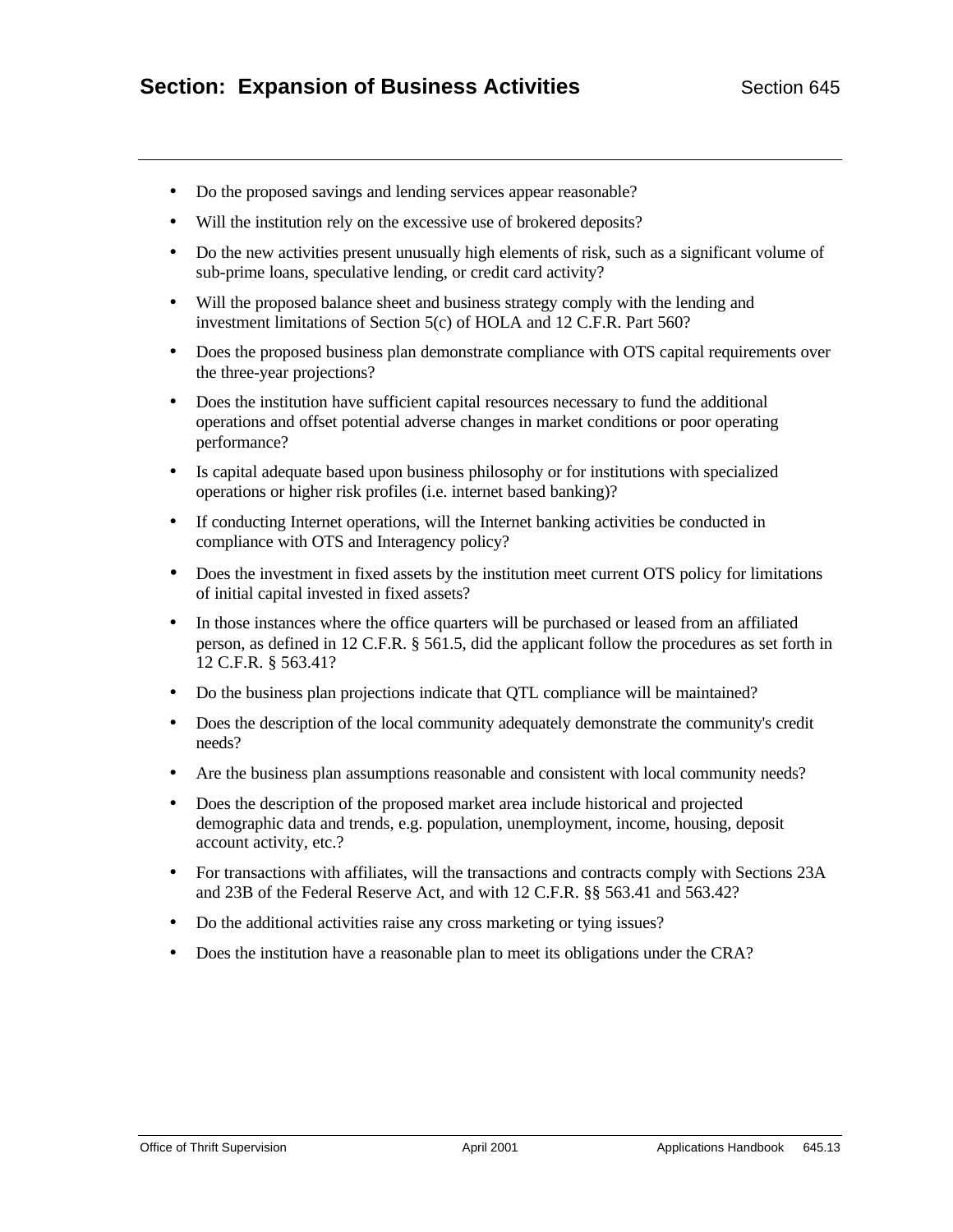- Do the proposed savings and lending services appear reasonable?
- Will the institution rely on the excessive use of brokered deposits?
- Do the new activities present unusually high elements of risk, such as a significant volume of sub-prime loans, speculative lending, or credit card activity?
- Will the proposed balance sheet and business strategy comply with the lending and investment limitations of Section 5(c) of HOLA and 12 C.F.R. Part 560?
- Does the proposed business plan demonstrate compliance with OTS capital requirements over the three-year projections?
- Does the institution have sufficient capital resources necessary to fund the additional operations and offset potential adverse changes in market conditions or poor operating performance?
- Is capital adequate based upon business philosophy or for institutions with specialized operations or higher risk profiles (i.e. internet based banking)?
- If conducting Internet operations, will the Internet banking activities be conducted in compliance with OTS and Interagency policy?
- Does the investment in fixed assets by the institution meet current OTS policy for limitations of initial capital invested in fixed assets?
- In those instances where the office quarters will be purchased or leased from an affiliated person, as defined in 12 C.F.R. § 561.5, did the applicant follow the procedures as set forth in 12 C.F.R. § 563.41?
- Do the business plan projections indicate that QTL compliance will be maintained?
- Does the description of the local community adequately demonstrate the community's credit needs?
- Are the business plan assumptions reasonable and consistent with local community needs?
- Does the description of the proposed market area include historical and projected demographic data and trends, e.g. population, unemployment, income, housing, deposit account activity, etc.?
- For transactions with affiliates, will the transactions and contracts comply with Sections 23A and 23B of the Federal Reserve Act, and with 12 C.F.R. §§ 563.41 and 563.42?
- Do the additional activities raise any cross marketing or tying issues?
- Does the institution have a reasonable plan to meet its obligations under the CRA?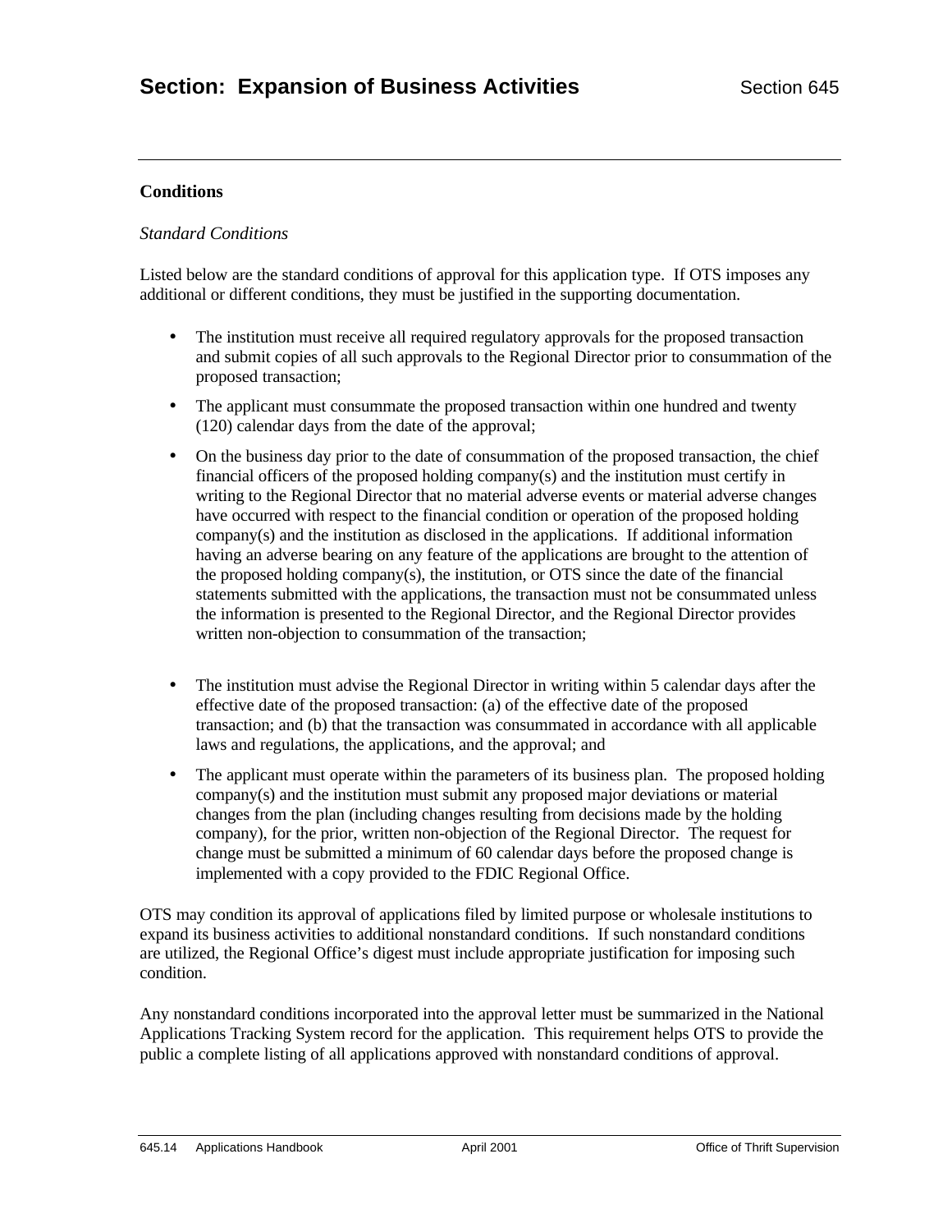**Conditions**

*Standard Conditions*

Listed below are the standard conditions of approval for this application type. If OTS imposes any additional or different conditions, they must be justified in the supporting documentation.

- The institution must receive all required regulatory approvals for the proposed transaction and submit copies of all such approvals to the Regional Director prior to consummation of the proposed transaction;
- The applicant must consummate the proposed transaction within one hundred and twenty (120) calendar days from the date of the approval;
- On the business day prior to the date of consummation of the proposed transaction, the chief financial officers of the proposed holding company(s) and the institution must certify in writing to the Regional Director that no material adverse events or material adverse changes have occurred with respect to the financial condition or operation of the proposed holding company(s) and the institution as disclosed in the applications. If additional information having an adverse bearing on any feature of the applications are brought to the attention of the proposed holding company(s), the institution, or OTS since the date of the financial statements submitted with the applications, the transaction must not be consummated unless the information is presented to the Regional Director, and the Regional Director provides written non-objection to consummation of the transaction;
- The institution must advise the Regional Director in writing within 5 calendar days after the effective date of the proposed transaction: (a) of the effective date of the proposed transaction; and (b) that the transaction was consummated in accordance with all applicable laws and regulations, the applications, and the approval; and
- The applicant must operate within the parameters of its business plan. The proposed holding company(s) and the institution must submit any proposed major deviations or material changes from the plan (including changes resulting from decisions made by the holding company), for the prior, written non-objection of the Regional Director. The request for change must be submitted a minimum of 60 calendar days before the proposed change is implemented with a copy provided to the FDIC Regional Office.

OTS may condition its approval of applications filed by limited purpose or wholesale institutions to expand its business activities to additional nonstandard conditions. If such nonstandard conditions are utilized, the Regional Office's digest must include appropriate justification for imposing such condition.

Any nonstandard conditions incorporated into the approval letter must be summarized in the National Applications Tracking System record for the application. This requirement helps OTS to provide the public a complete listing of all applications approved with nonstandard conditions of approval.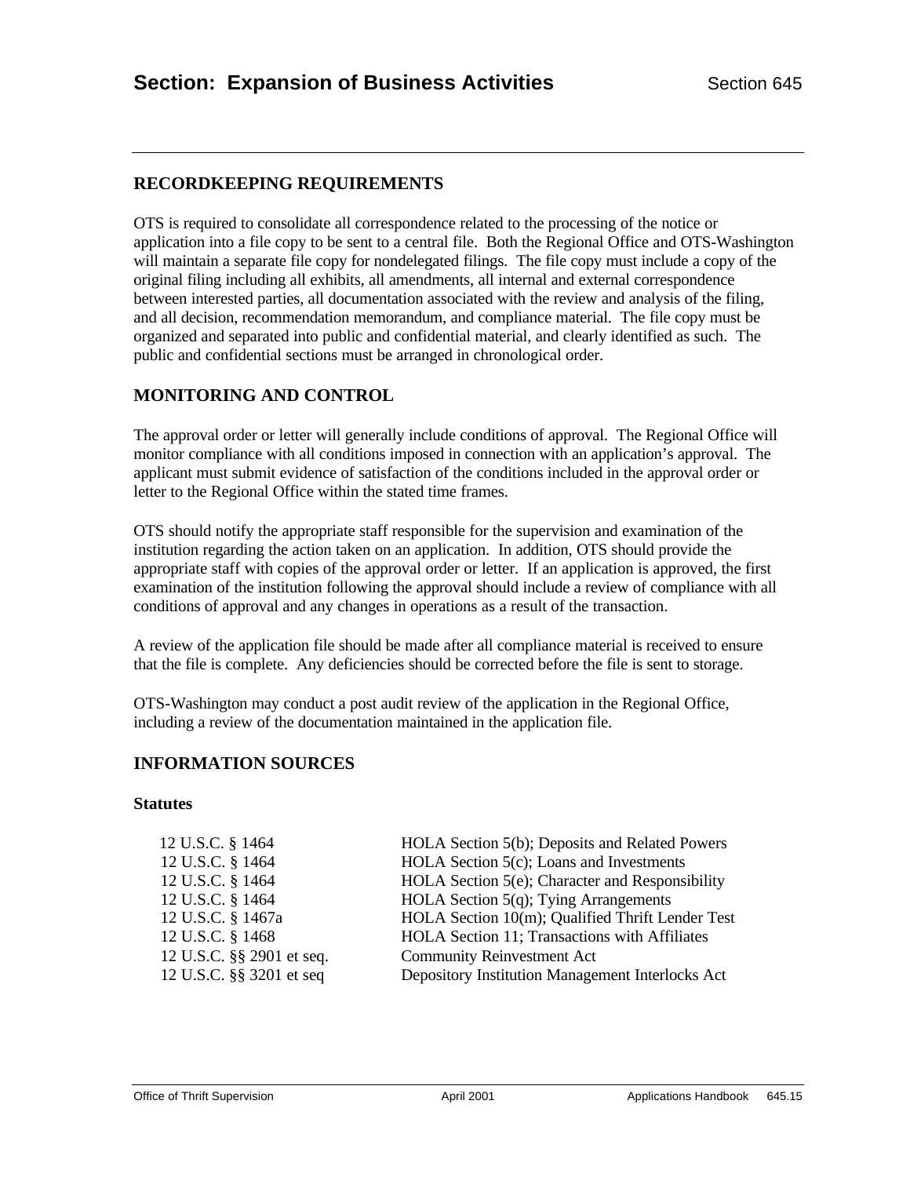## RECORDKEEPING REQUIREMENTS

OTS is required to consolidate all correspondence related to the processing of the notice or application into a file copy to be sent to a central file. Both the Regional Office and OTS-Washington will maintain a separate file copy for nondelegated filings. The file copy must include a copy of the original filing including all exhibits, all amendments, all internal and external correspondence between interested parties, all documentation associated with the review and analysis of the filing, and all decision, recommendation memorandum, and compliance material. The file copy must be organized and separated into public and confidential material, and clearly identified as such. The public and confidential sections must be arranged in chronological order.

## MONITORING AND CONTROL

The approval order or letter will generally include conditions of approval. The Regional Office will monitor compliance with all conditions imposed in connection with an application's approval. The applicant must submit evidence of satisfaction of the conditions included in the approval order or letter to the Regional Office within the stated time frames.

OTS should notify the appropriate staff responsible for the supervision and examination of the institution regarding the action taken on an application. In addition, OTS should provide the appropriate staff with copies of the approval order or letter. If an application is approved, the first examination of the institution following the approval should include a review of compliance with all conditions of approval and any changes in operations as a result of the transaction.

A review of the application file should be made after all compliance material is received to ensure that the file is complete. Any deficiencies should be corrected before the file is sent to storage.

OTS-Washington may conduct a post audit review of the application in the Regional Office, including a review of the documentation maintained in the application file.

## INFORMATION SOURCES

### Statutes

| | |
|---|---|
| 12 U.S.C. § 1464 | HOLA Section 5(b); Deposits and Related Powers |
| 12 U.S.C. § 1464 | HOLA Section 5(c); Loans and Investments |
| 12 U.S.C. § 1464 | HOLA Section 5(e); Character and Responsibility |
| 12 U.S.C. § 1464 | HOLA Section 5(q); Tying Arrangements |
| 12 U.S.C. § 1467a | HOLA Section 10(m); Qualified Thrift Lender Test |
| 12 U.S.C. § 1468 | HOLA Section 11; Transactions with Affiliates |
| 12 U.S.C. §§ 2901 et seq. | Community Reinvestment Act |
| 12 U.S.C. §§ 3201 et seq | Depository Institution Management Interlocks Act |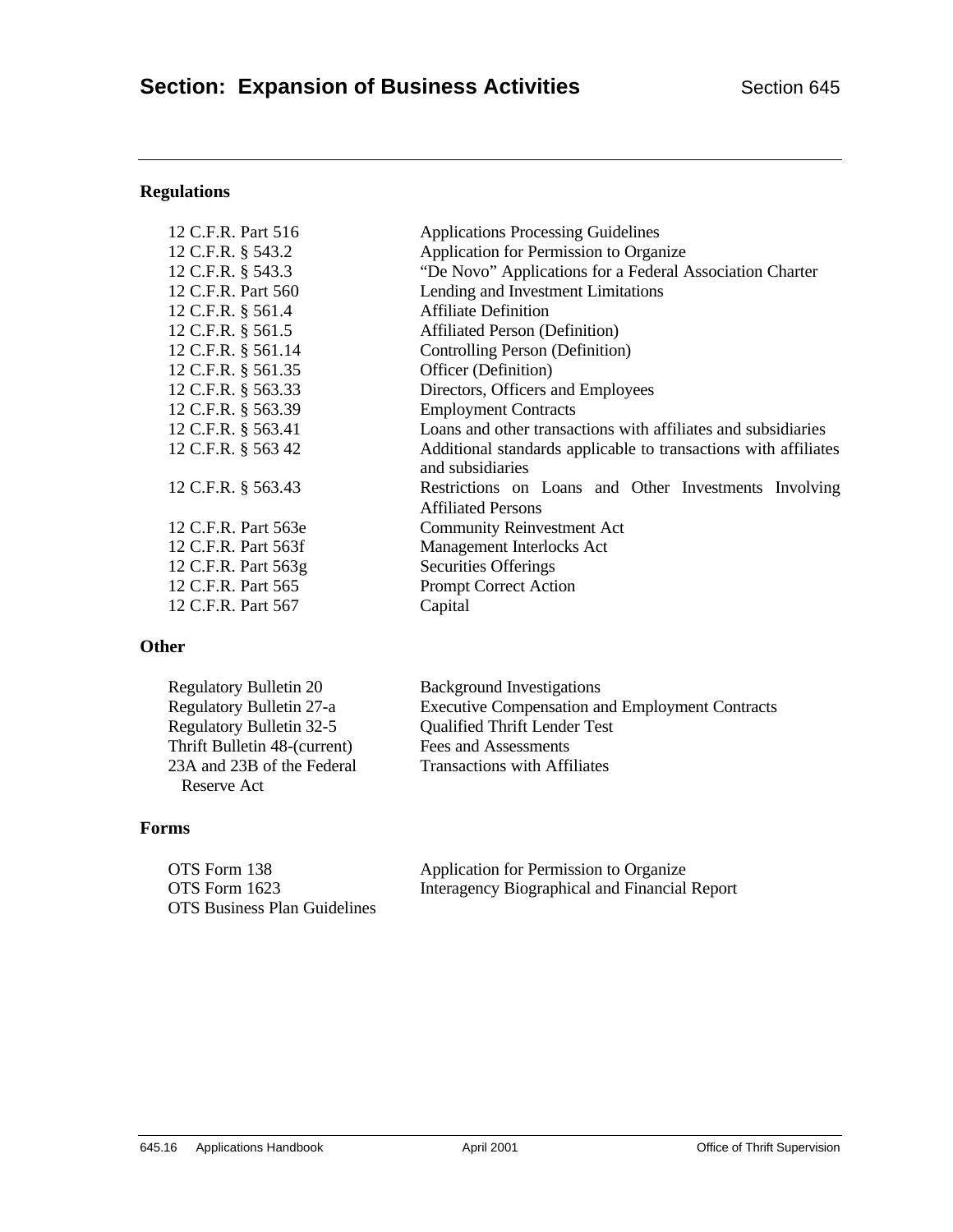## Regulations

| | |
|---|---|
| 12 C.F.R. Part 516 | Applications Processing Guidelines |
| 12 C.F.R. § 543.2 | Application for Permission to Organize |
| 12 C.F.R. § 543.3 | "De Novo" Applications for a Federal Association Charter |
| 12 C.F.R. Part 560 | Lending and Investment Limitations |
| 12 C.F.R. § 561.4 | Affiliate Definition |
| 12 C.F.R. § 561.5 | Affiliated Person (Definition) |
| 12 C.F.R. § 561.14 | Controlling Person (Definition) |
| 12 C.F.R. § 561.35 | Officer (Definition) |
| 12 C.F.R. § 563.33 | Directors, Officers and Employees |
| 12 C.F.R. § 563.39 | Employment Contracts |
| 12 C.F.R. § 563.41 | Loans and other transactions with affiliates and subsidiaries |
| 12 C.F.R. § 563 42 | Additional standards applicable to transactions with affiliates and subsidiaries |
| 12 C.F.R. § 563.43 | Restrictions on Loans and Other Investments Involving Affiliated Persons |
| 12 C.F.R. Part 563e | Community Reinvestment Act |
| 12 C.F.R. Part 563f | Management Interlocks Act |
| 12 C.F.R. Part 563g | Securities Offerings |
| 12 C.F.R. Part 565 | Prompt Correct Action |
| 12 C.F.R. Part 567 | Capital |

## Other

| | |
|---|---|
| Regulatory Bulletin 20 | Background Investigations |
| Regulatory Bulletin 27-a | Executive Compensation and Employment Contracts |
| Regulatory Bulletin 32-5 | Qualified Thrift Lender Test |
| Thrift Bulletin 48-(current) | Fees and Assessments |
| 23A and 23B of the Federal Reserve Act | Transactions with Affiliates |

## Forms

| | |
|---|---|
| OTS Form 138 | Application for Permission to Organize |
| OTS Form 1623 | Interagency Biographical and Financial Report |
| OTS Business Plan Guidelines | |